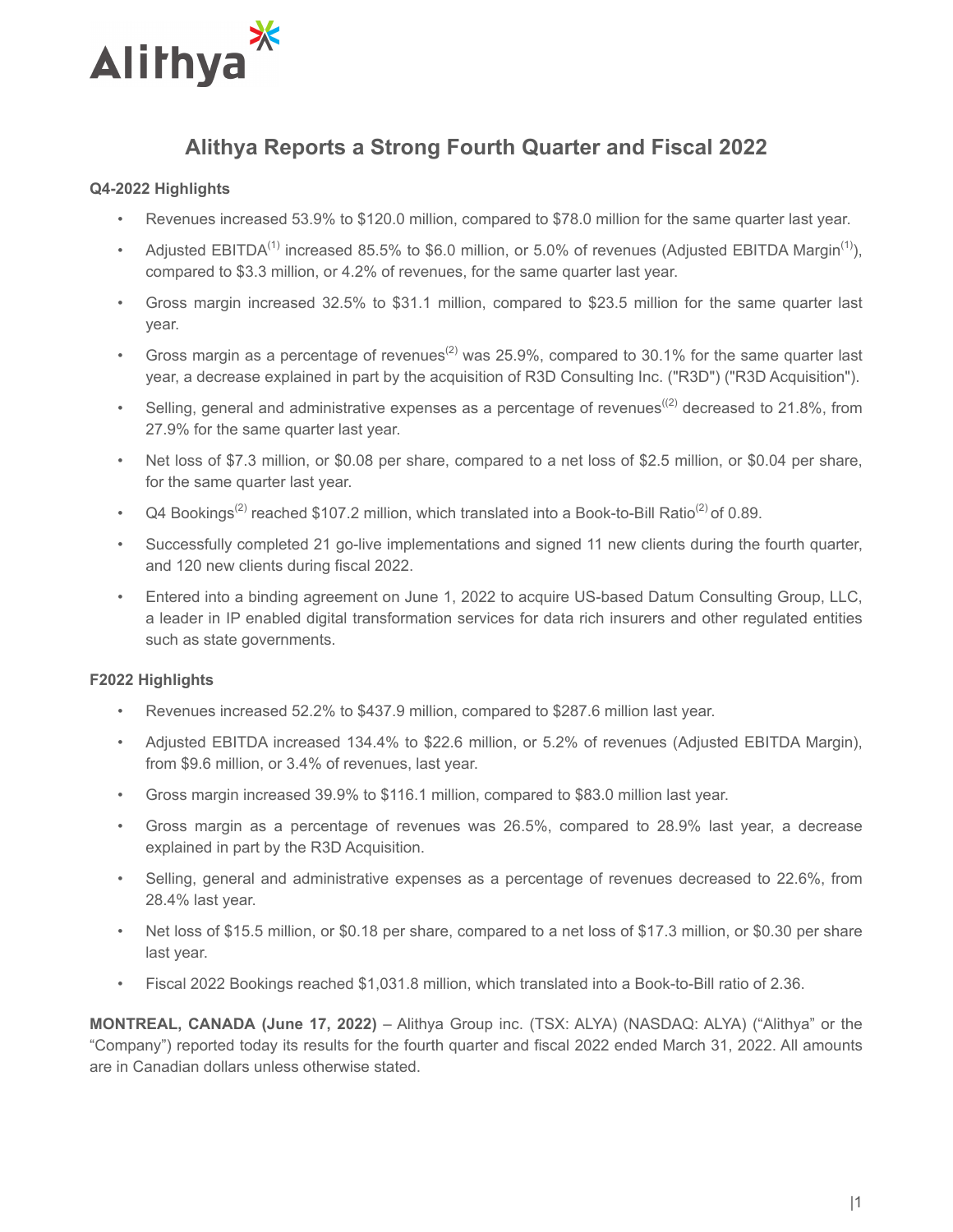Alithya

# Alithya Reports a Strong Fourth Quarter and Fiscal 2022

**Q4-2022 Highlights**

- Revenues increased 53.9% to $120.0 million, compared to $78.0 million for the same quarter last year.
- Adjusted EBITDA[1] increased 85.5% to $6.0 million, or 5.0% of revenues (Adjusted EBITDA Margin[1]), compared to $3.3 million, or 4.2% of revenues, for the same quarter last year.
- Gross margin increased 32.5% to $31.1 million, compared to $23.5 million for the same quarter last year.
- Gross margin as a percentage of revenues[2] was 25.9%, compared to 30.1% for the same quarter last year, a decrease explained in part by the acquisition of R3D Consulting Inc. ("R3D") ("R3D Acquisition").
- Selling, general and administrative expenses as a percentage of revenues[(2)] decreased to 21.8%, from 27.9% for the same quarter last year.
- Net loss of $7.3 million, or $0.08 per share, compared to a net loss of $2.5 million, or $0.04 per share, for the same quarter last year.
- Q4 Bookings[2] reached $107.2 million, which translated into a Book-to-Bill Ratio[2] of 0.89.
- Successfully completed 21 go-live implementations and signed 11 new clients during the fourth quarter, and 120 new clients during fiscal 2022.
- Entered into a binding agreement on June 1, 2022 to acquire US-based Datum Consulting Group, LLC, a leader in IP enabled digital transformation services for data rich insurers and other regulated entities such as state governments.

**F2022 Highlights**

- Revenues increased 52.2% to $437.9 million, compared to $287.6 million last year.
- Adjusted EBITDA increased 134.4% to $22.6 million, or 5.2% of revenues (Adjusted EBITDA Margin), from $9.6 million, or 3.4% of revenues, last year.
- Gross margin increased 39.9% to $116.1 million, compared to $83.0 million last year.
- Gross margin as a percentage of revenues was 26.5%, compared to 28.9% last year, a decrease explained in part by the R3D Acquisition.
- Selling, general and administrative expenses as a percentage of revenues decreased to 22.6%, from 28.4% last year.
- Net loss of $15.5 million, or $0.18 per share, compared to a net loss of $17.3 million, or $0.30 per share last year.
- Fiscal 2022 Bookings reached $1,031.8 million, which translated into a Book-to-Bill ratio of 2.36.

**MONTREAL, CANADA (June 17, 2022)** – Alithya Group inc. (TSX: ALYA) (NASDAQ: ALYA) ("Alithya" or the "Company") reported today its results for the fourth quarter and fiscal 2022 ended March 31, 2022. All amounts are in Canadian dollars unless otherwise stated.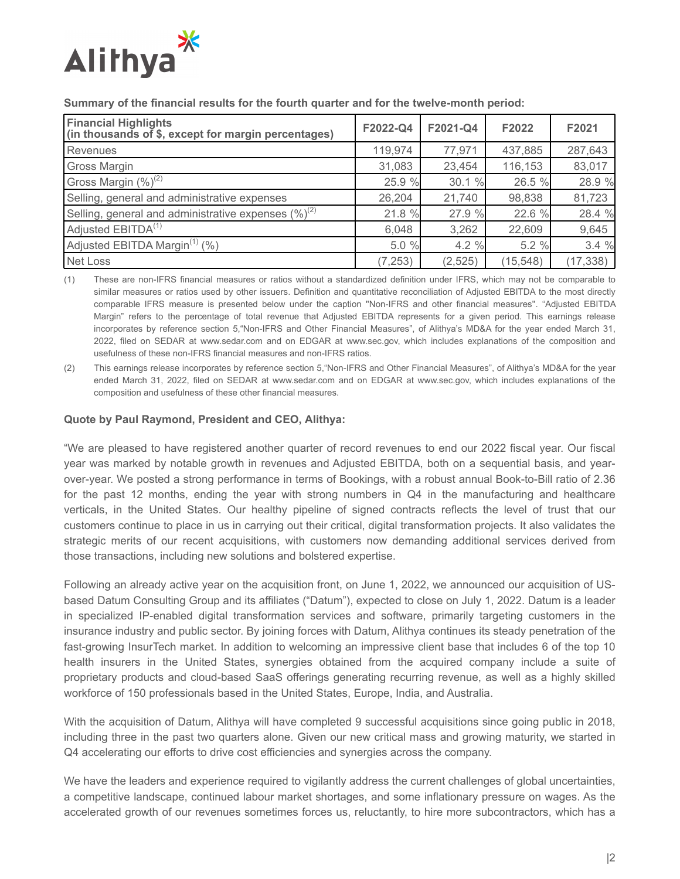**Summary of the financial results for the fourth quarter and for the twelve-month period:**

| Financial Highlights (in thousands of $, except for margin percentages) | F2022-Q4 | F2021-Q4 | F2022 | F2021 |
|---|---|---|---|---|
| Revenues | 119,974 | 77,971 | 437,885 | 287,643 |
| Gross Margin | 31,083 | 23,454 | 116,153 | 83,017 |
| Gross Margin (%)[2] | 25.9 % | 30.1 % | 26.5 % | 28.9 % |
| Selling, general and administrative expenses | 26,204 | 21,740 | 98,838 | 81,723 |
| Selling, general and administrative expenses (%)[2] | 21.8 % | 27.9 % | 22.6 % | 28.4 % |
| Adjusted EBITDA[1] | 6,048 | 3,262 | 22,609 | 9,645 |
| Adjusted EBITDA Margin[1] (%) | 5.0 % | 4.2 % | 5.2 % | 3.4 % |
| Net Loss | (7,253) | (2,525) | (15,548) | (17,338) |

(1) These are non-IFRS financial measures or ratios without a standardized definition under IFRS, which may not be comparable to similar measures or ratios used by other issuers. Definition and quantitative reconciliation of Adjusted EBITDA to the most directly comparable IFRS measure is presented below under the caption "Non-IFRS and other financial measures". "Adjusted EBITDA Margin" refers to the percentage of total revenue that Adjusted EBITDA represents for a given period. This earnings release incorporates by reference section 5,"Non-IFRS and Other Financial Measures", of Alithya's MD&A for the year ended March 31, 2022, filed on SEDAR at www.sedar.com and on EDGAR at www.sec.gov, which includes explanations of the composition and usefulness of these non-IFRS financial measures and non-IFRS ratios.

(2) This earnings release incorporates by reference section 5,"Non-IFRS and Other Financial Measures", of Alithya's MD&A for the year ended March 31, 2022, filed on SEDAR at www.sedar.com and on EDGAR at www.sec.gov, which includes explanations of the composition and usefulness of these other financial measures.

**Quote by Paul Raymond, President and CEO, Alithya:**

"We are pleased to have registered another quarter of record revenues to end our 2022 fiscal year. Our fiscal year was marked by notable growth in revenues and Adjusted EBITDA, both on a sequential basis, and year-over-year. We posted a strong performance in terms of Bookings, with a robust annual Book-to-Bill ratio of 2.36 for the past 12 months, ending the year with strong numbers in Q4 in the manufacturing and healthcare verticals, in the United States. Our healthy pipeline of signed contracts reflects the level of trust that our customers continue to place in us in carrying out their critical, digital transformation projects. It also validates the strategic merits of our recent acquisitions, with customers now demanding additional services derived from those transactions, including new solutions and bolstered expertise.

Following an already active year on the acquisition front, on June 1, 2022, we announced our acquisition of US-based Datum Consulting Group and its affiliates ("Datum"), expected to close on July 1, 2022. Datum is a leader in specialized IP-enabled digital transformation services and software, primarily targeting customers in the insurance industry and public sector. By joining forces with Datum, Alithya continues its steady penetration of the fast-growing InsurTech market. In addition to welcoming an impressive client base that includes 6 of the top 10 health insurers in the United States, synergies obtained from the acquired company include a suite of proprietary products and cloud-based SaaS offerings generating recurring revenue, as well as a highly skilled workforce of 150 professionals based in the United States, Europe, India, and Australia.

With the acquisition of Datum, Alithya will have completed 9 successful acquisitions since going public in 2018, including three in the past two quarters alone. Given our new critical mass and growing maturity, we started in Q4 accelerating our efforts to drive cost efficiencies and synergies across the company.

We have the leaders and experience required to vigilantly address the current challenges of global uncertainties, a competitive landscape, continued labour market shortages, and some inflationary pressure on wages. As the accelerated growth of our revenues sometimes forces us, reluctantly, to hire more subcontractors, which has a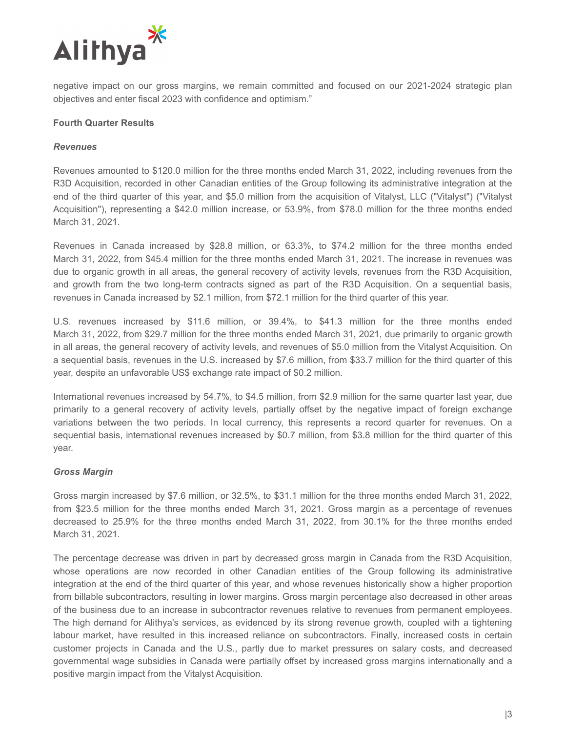negative impact on our gross margins, we remain committed and focused on our 2021-2024 strategic plan objectives and enter fiscal 2023 with confidence and optimism."

**Fourth Quarter Results**

***Revenues***

Revenues amounted to $120.0 million for the three months ended March 31, 2022, including revenues from the R3D Acquisition, recorded in other Canadian entities of the Group following its administrative integration at the end of the third quarter of this year, and $5.0 million from the acquisition of Vitalyst, LLC ("Vitalyst") ("Vitalyst Acquisition"), representing a $42.0 million increase, or 53.9%, from $78.0 million for the three months ended March 31, 2021.

Revenues in Canada increased by $28.8 million, or 63.3%, to $74.2 million for the three months ended March 31, 2022, from $45.4 million for the three months ended March 31, 2021. The increase in revenues was due to organic growth in all areas, the general recovery of activity levels, revenues from the R3D Acquisition, and growth from the two long-term contracts signed as part of the R3D Acquisition. On a sequential basis, revenues in Canada increased by $2.1 million, from $72.1 million for the third quarter of this year.

U.S. revenues increased by $11.6 million, or 39.4%, to $41.3 million for the three months ended March 31, 2022, from $29.7 million for the three months ended March 31, 2021, due primarily to organic growth in all areas, the general recovery of activity levels, and revenues of $5.0 million from the Vitalyst Acquisition. On a sequential basis, revenues in the U.S. increased by $7.6 million, from $33.7 million for the third quarter of this year, despite an unfavorable US$ exchange rate impact of $0.2 million.

International revenues increased by 54.7%, to $4.5 million, from $2.9 million for the same quarter last year, due primarily to a general recovery of activity levels, partially offset by the negative impact of foreign exchange variations between the two periods. In local currency, this represents a record quarter for revenues. On a sequential basis, international revenues increased by $0.7 million, from $3.8 million for the third quarter of this year.

***Gross Margin***

Gross margin increased by $7.6 million, or 32.5%, to $31.1 million for the three months ended March 31, 2022, from $23.5 million for the three months ended March 31, 2021. Gross margin as a percentage of revenues decreased to 25.9% for the three months ended March 31, 2022, from 30.1% for the three months ended March 31, 2021.

The percentage decrease was driven in part by decreased gross margin in Canada from the R3D Acquisition, whose operations are now recorded in other Canadian entities of the Group following its administrative integration at the end of the third quarter of this year, and whose revenues historically show a higher proportion from billable subcontractors, resulting in lower margins. Gross margin percentage also decreased in other areas of the business due to an increase in subcontractor revenues relative to revenues from permanent employees. The high demand for Alithya's services, as evidenced by its strong revenue growth, coupled with a tightening labour market, have resulted in this increased reliance on subcontractors. Finally, increased costs in certain customer projects in Canada and the U.S., partly due to market pressures on salary costs, and decreased governmental wage subsidies in Canada were partially offset by increased gross margins internationally and a positive margin impact from the Vitalyst Acquisition.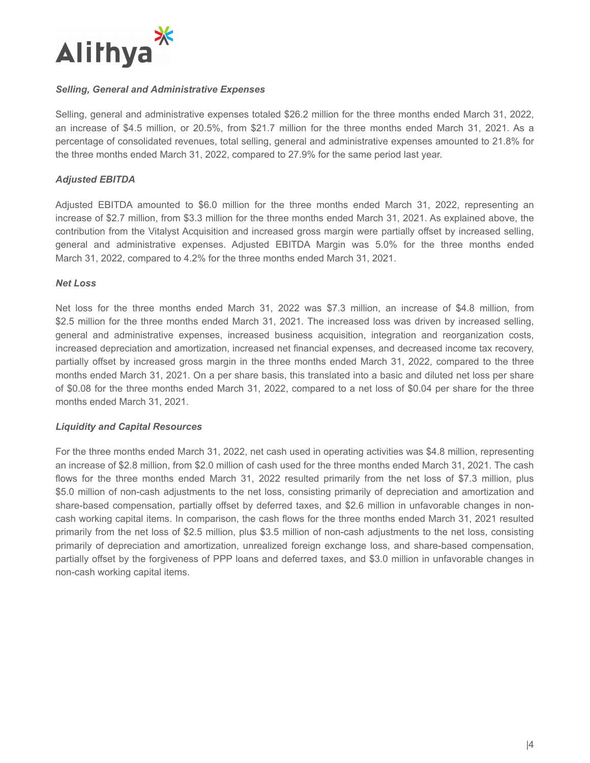### *Selling, General and Administrative Expenses*

Selling, general and administrative expenses totaled $26.2 million for the three months ended March 31, 2022, an increase of $4.5 million, or 20.5%, from $21.7 million for the three months ended March 31, 2021. As a percentage of consolidated revenues, total selling, general and administrative expenses amounted to 21.8% for the three months ended March 31, 2022, compared to 27.9% for the same period last year.

### *Adjusted EBITDA*

Adjusted EBITDA amounted to $6.0 million for the three months ended March 31, 2022, representing an increase of $2.7 million, from $3.3 million for the three months ended March 31, 2021. As explained above, the contribution from the Vitalyst Acquisition and increased gross margin were partially offset by increased selling, general and administrative expenses. Adjusted EBITDA Margin was 5.0% for the three months ended March 31, 2022, compared to 4.2% for the three months ended March 31, 2021.

### *Net Loss*

Net loss for the three months ended March 31, 2022 was $7.3 million, an increase of $4.8 million, from $2.5 million for the three months ended March 31, 2021. The increased loss was driven by increased selling, general and administrative expenses, increased business acquisition, integration and reorganization costs, increased depreciation and amortization, increased net financial expenses, and decreased income tax recovery, partially offset by increased gross margin in the three months ended March 31, 2022, compared to the three months ended March 31, 2021. On a per share basis, this translated into a basic and diluted net loss per share of $0.08 for the three months ended March 31, 2022, compared to a net loss of $0.04 per share for the three months ended March 31, 2021.

### *Liquidity and Capital Resources*

For the three months ended March 31, 2022, net cash used in operating activities was $4.8 million, representing an increase of $2.8 million, from $2.0 million of cash used for the three months ended March 31, 2021. The cash flows for the three months ended March 31, 2022 resulted primarily from the net loss of $7.3 million, plus $5.0 million of non-cash adjustments to the net loss, consisting primarily of depreciation and amortization and share-based compensation, partially offset by deferred taxes, and $2.6 million in unfavorable changes in non-cash working capital items. In comparison, the cash flows for the three months ended March 31, 2021 resulted primarily from the net loss of $2.5 million, plus $3.5 million of non-cash adjustments to the net loss, consisting primarily of depreciation and amortization, unrealized foreign exchange loss, and share-based compensation, partially offset by the forgiveness of PPP loans and deferred taxes, and $3.0 million in unfavorable changes in non-cash working capital items.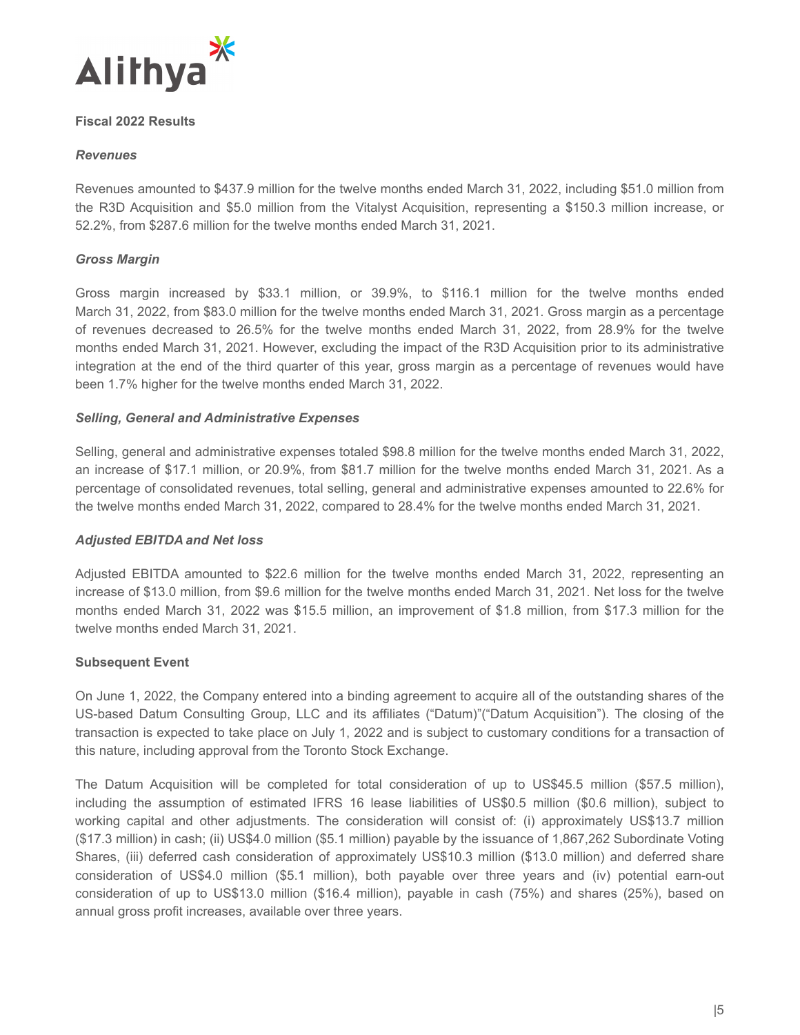**Fiscal 2022 Results**

***Revenues***

Revenues amounted to $437.9 million for the twelve months ended March 31, 2022, including $51.0 million from the R3D Acquisition and $5.0 million from the Vitalyst Acquisition, representing a $150.3 million increase, or 52.2%, from $287.6 million for the twelve months ended March 31, 2021.

***Gross Margin***

Gross margin increased by $33.1 million, or 39.9%, to $116.1 million for the twelve months ended March 31, 2022, from $83.0 million for the twelve months ended March 31, 2021. Gross margin as a percentage of revenues decreased to 26.5% for the twelve months ended March 31, 2022, from 28.9% for the twelve months ended March 31, 2021. However, excluding the impact of the R3D Acquisition prior to its administrative integration at the end of the third quarter of this year, gross margin as a percentage of revenues would have been 1.7% higher for the twelve months ended March 31, 2022.

***Selling, General and Administrative Expenses***

Selling, general and administrative expenses totaled $98.8 million for the twelve months ended March 31, 2022, an increase of $17.1 million, or 20.9%, from $81.7 million for the twelve months ended March 31, 2021. As a percentage of consolidated revenues, total selling, general and administrative expenses amounted to 22.6% for the twelve months ended March 31, 2022, compared to 28.4% for the twelve months ended March 31, 2021.

***Adjusted EBITDA and Net loss***

Adjusted EBITDA amounted to $22.6 million for the twelve months ended March 31, 2022, representing an increase of $13.0 million, from $9.6 million for the twelve months ended March 31, 2021. Net loss for the twelve months ended March 31, 2022 was $15.5 million, an improvement of $1.8 million, from $17.3 million for the twelve months ended March 31, 2021.

**Subsequent Event**

On June 1, 2022, the Company entered into a binding agreement to acquire all of the outstanding shares of the US-based Datum Consulting Group, LLC and its affiliates ("Datum")("Datum Acquisition"). The closing of the transaction is expected to take place on July 1, 2022 and is subject to customary conditions for a transaction of this nature, including approval from the Toronto Stock Exchange.

The Datum Acquisition will be completed for total consideration of up to US$45.5 million ($57.5 million), including the assumption of estimated IFRS 16 lease liabilities of US$0.5 million ($0.6 million), subject to working capital and other adjustments. The consideration will consist of: (i) approximately US$13.7 million ($17.3 million) in cash; (ii) US$4.0 million ($5.1 million) payable by the issuance of 1,867,262 Subordinate Voting Shares, (iii) deferred cash consideration of approximately US$10.3 million ($13.0 million) and deferred share consideration of US$4.0 million ($5.1 million), both payable over three years and (iv) potential earn-out consideration of up to US$13.0 million ($16.4 million), payable in cash (75%) and shares (25%), based on annual gross profit increases, available over three years.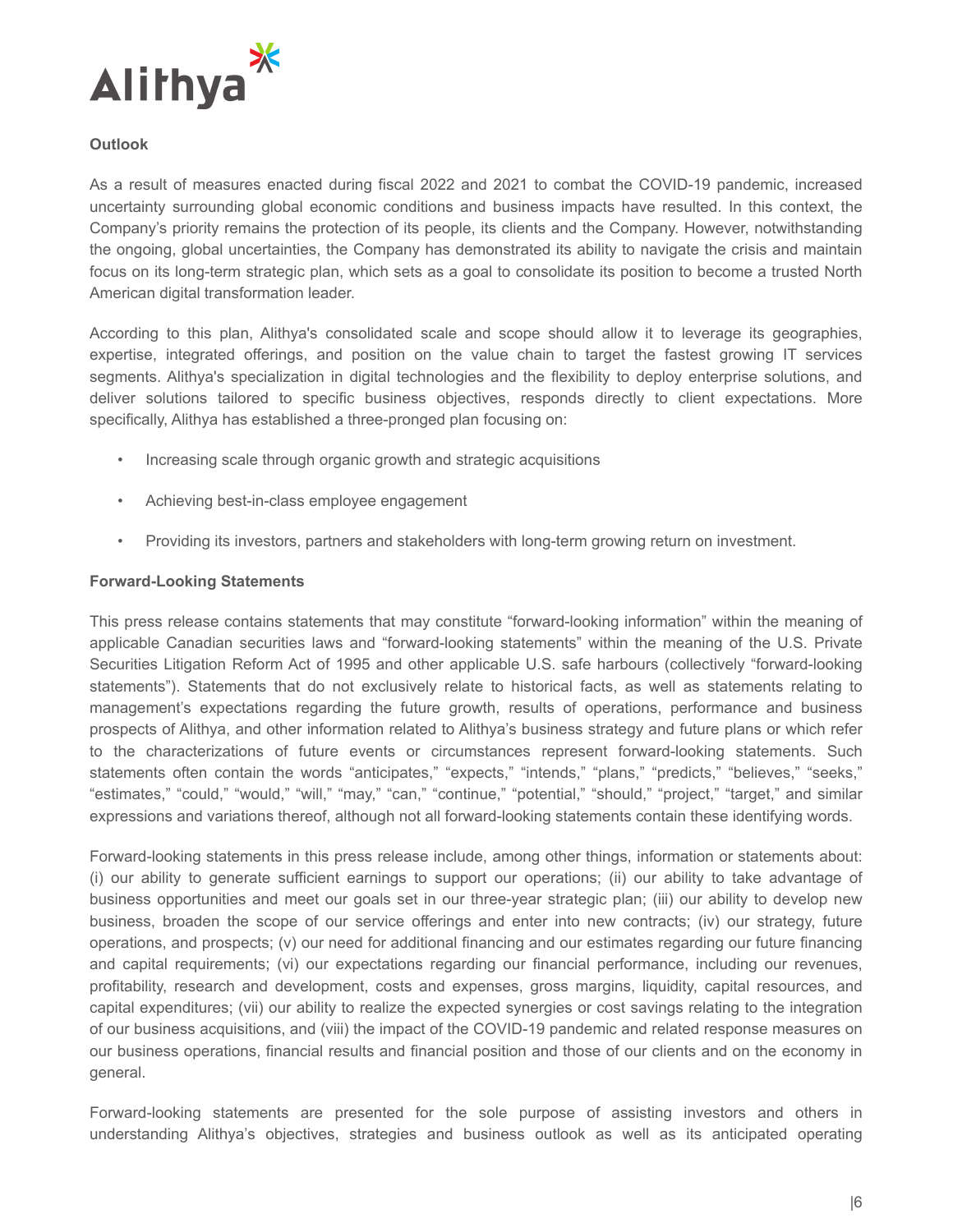**Outlook**

As a result of measures enacted during fiscal 2022 and 2021 to combat the COVID-19 pandemic, increased uncertainty surrounding global economic conditions and business impacts have resulted. In this context, the Company's priority remains the protection of its people, its clients and the Company. However, notwithstanding the ongoing, global uncertainties, the Company has demonstrated its ability to navigate the crisis and maintain focus on its long-term strategic plan, which sets as a goal to consolidate its position to become a trusted North American digital transformation leader.

According to this plan, Alithya's consolidated scale and scope should allow it to leverage its geographies, expertise, integrated offerings, and position on the value chain to target the fastest growing IT services segments. Alithya's specialization in digital technologies and the flexibility to deploy enterprise solutions, and deliver solutions tailored to specific business objectives, responds directly to client expectations. More specifically, Alithya has established a three-pronged plan focusing on:

- Increasing scale through organic growth and strategic acquisitions
- Achieving best-in-class employee engagement
- Providing its investors, partners and stakeholders with long-term growing return on investment.

**Forward-Looking Statements**

This press release contains statements that may constitute "forward-looking information" within the meaning of applicable Canadian securities laws and "forward-looking statements" within the meaning of the U.S. Private Securities Litigation Reform Act of 1995 and other applicable U.S. safe harbours (collectively "forward-looking statements"). Statements that do not exclusively relate to historical facts, as well as statements relating to management's expectations regarding the future growth, results of operations, performance and business prospects of Alithya, and other information related to Alithya's business strategy and future plans or which refer to the characterizations of future events or circumstances represent forward-looking statements. Such statements often contain the words "anticipates," "expects," "intends," "plans," "predicts," "believes," "seeks," "estimates," "could," "would," "will," "may," "can," "continue," "potential," "should," "project," "target," and similar expressions and variations thereof, although not all forward-looking statements contain these identifying words.

Forward-looking statements in this press release include, among other things, information or statements about: (i) our ability to generate sufficient earnings to support our operations; (ii) our ability to take advantage of business opportunities and meet our goals set in our three-year strategic plan; (iii) our ability to develop new business, broaden the scope of our service offerings and enter into new contracts; (iv) our strategy, future operations, and prospects; (v) our need for additional financing and our estimates regarding our future financing and capital requirements; (vi) our expectations regarding our financial performance, including our revenues, profitability, research and development, costs and expenses, gross margins, liquidity, capital resources, and capital expenditures; (vii) our ability to realize the expected synergies or cost savings relating to the integration of our business acquisitions, and (viii) the impact of the COVID-19 pandemic and related response measures on our business operations, financial results and financial position and those of our clients and on the economy in general.

Forward-looking statements are presented for the sole purpose of assisting investors and others in understanding Alithya's objectives, strategies and business outlook as well as its anticipated operating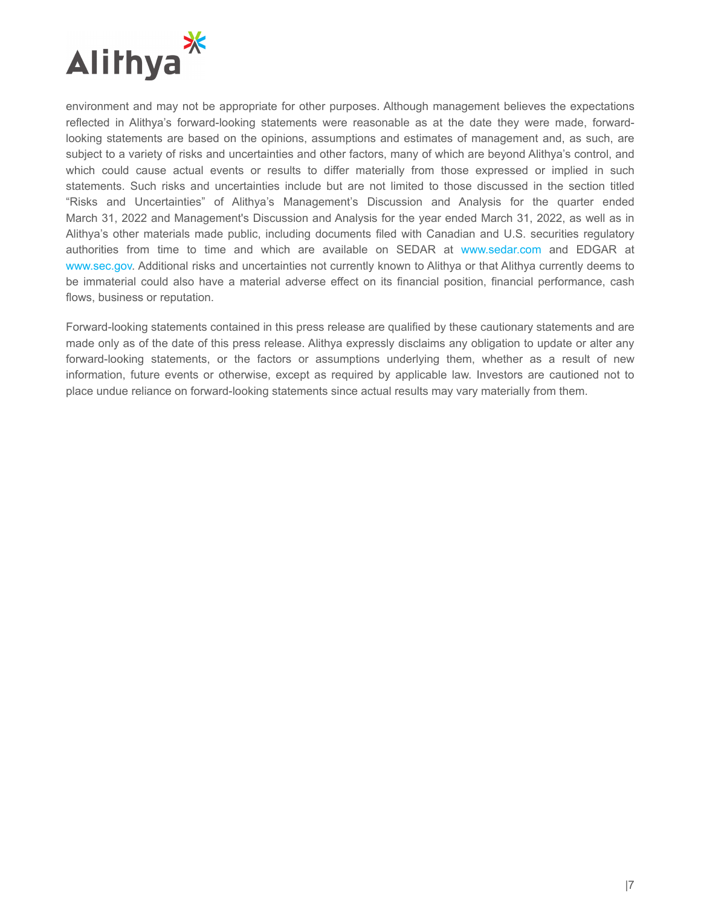environment and may not be appropriate for other purposes. Although management believes the expectations reflected in Alithya's forward-looking statements were reasonable as at the date they were made, forward-looking statements are based on the opinions, assumptions and estimates of management and, as such, are subject to a variety of risks and uncertainties and other factors, many of which are beyond Alithya's control, and which could cause actual events or results to differ materially from those expressed or implied in such statements. Such risks and uncertainties include but are not limited to those discussed in the section titled "Risks and Uncertainties" of Alithya's Management's Discussion and Analysis for the quarter ended March 31, 2022 and Management's Discussion and Analysis for the year ended March 31, 2022, as well as in Alithya's other materials made public, including documents filed with Canadian and U.S. securities regulatory authorities from time to time and which are available on SEDAR at www.sedar.com and EDGAR at www.sec.gov. Additional risks and uncertainties not currently known to Alithya or that Alithya currently deems to be immaterial could also have a material adverse effect on its financial position, financial performance, cash flows, business or reputation.

Forward-looking statements contained in this press release are qualified by these cautionary statements and are made only as of the date of this press release. Alithya expressly disclaims any obligation to update or alter any forward-looking statements, or the factors or assumptions underlying them, whether as a result of new information, future events or otherwise, except as required by applicable law. Investors are cautioned not to place undue reliance on forward-looking statements since actual results may vary materially from them.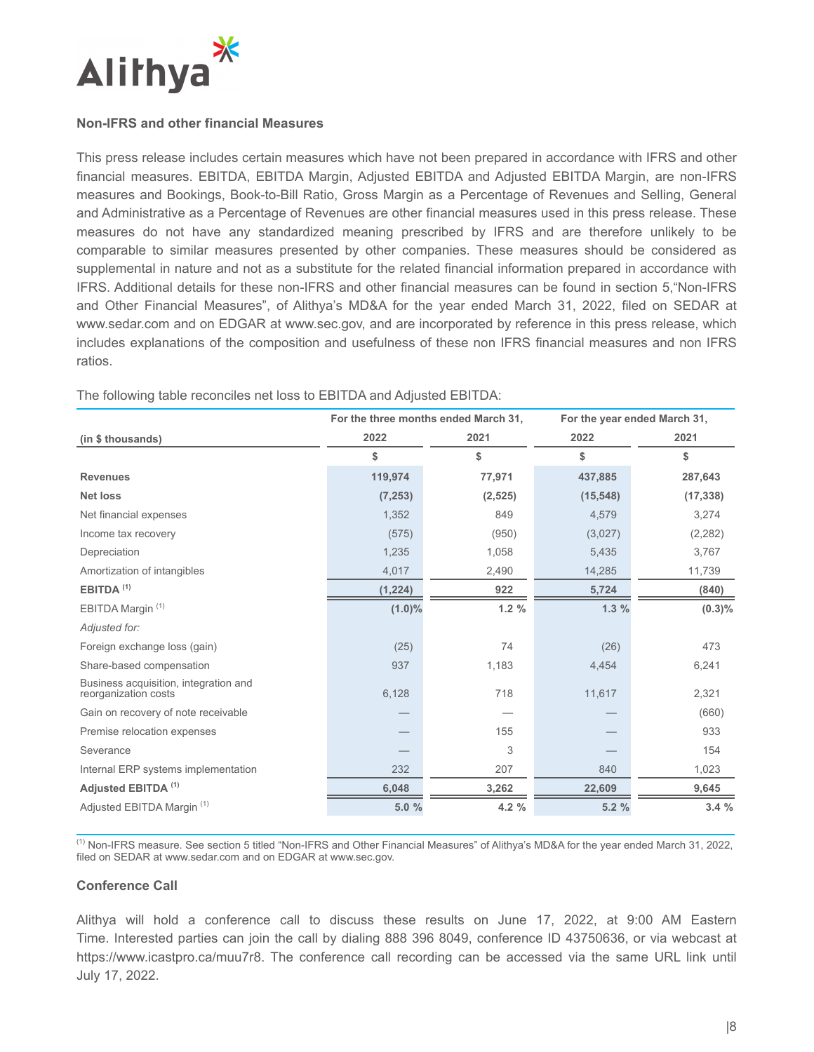## Non-IFRS and other financial Measures

This press release includes certain measures which have not been prepared in accordance with IFRS and other financial measures. EBITDA, EBITDA Margin, Adjusted EBITDA and Adjusted EBITDA Margin, are non-IFRS measures and Bookings, Book-to-Bill Ratio, Gross Margin as a Percentage of Revenues and Selling, General and Administrative as a Percentage of Revenues are other financial measures used in this press release. These measures do not have any standardized meaning prescribed by IFRS and are therefore unlikely to be comparable to similar measures presented by other companies. These measures should be considered as supplemental in nature and not as a substitute for the related financial information prepared in accordance with IFRS. Additional details for these non-IFRS and other financial measures can be found in section 5,"Non-IFRS and Other Financial Measures", of Alithya's MD&A for the year ended March 31, 2022, filed on SEDAR at www.sedar.com and on EDGAR at www.sec.gov, and are incorporated by reference in this press release, which includes explanations of the composition and usefulness of these non IFRS financial measures and non IFRS ratios.

The following table reconciles net loss to EBITDA and Adjusted EBITDA:

| | For the three months ended March 31, | | For the year ended March 31, | |
|---|---|---|---|---|
| **(in $ thousands)** | **2022** | **2021** | **2022** | **2021** |
| | **$** | **$** | **$** | **$** |
| **Revenues** | **119,974** | **77,971** | **437,885** | **287,643** |
| **Net loss** | **(7,253)** | **(2,525)** | **(15,548)** | **(17,338)** |
| Net financial expenses | 1,352 | 849 | 4,579 | 3,274 |
| Income tax recovery | (575) | (950) | (3,027) | (2,282) |
| Depreciation | 1,235 | 1,058 | 5,435 | 3,767 |
| Amortization of intangibles | 4,017 | 2,490 | 14,285 | 11,739 |
| **EBITDA (1)** | **(1,224)** | **922** | **5,724** | **(840)** |
| EBITDA Margin (1) | **(1.0)%** | **1.2 %** | **1.3 %** | **(0.3)%** |
| *Adjusted for:* | | | | |
| Foreign exchange loss (gain) | (25) | 74 | (26) | 473 |
| Share-based compensation | 937 | 1,183 | 4,454 | 6,241 |
| Business acquisition, integration and reorganization costs | 6,128 | 718 | 11,617 | 2,321 |
| Gain on recovery of note receivable | — | — | — | (660) |
| Premise relocation expenses | — | 155 | — | 933 |
| Severance | — | 3 | — | 154 |
| Internal ERP systems implementation | 232 | 207 | 840 | 1,023 |
| **Adjusted EBITDA (1)** | **6,048** | **3,262** | **22,609** | **9,645** |
| Adjusted EBITDA Margin (1) | **5.0 %** | **4.2 %** | **5.2 %** | **3.4 %** |

(1) Non-IFRS measure. See section 5 titled "Non-IFRS and Other Financial Measures" of Alithya's MD&A for the year ended March 31, 2022, filed on SEDAR at www.sedar.com and on EDGAR at www.sec.gov.

## Conference Call

Alithya will hold a conference call to discuss these results on June 17, 2022, at 9:00 AM Eastern Time. Interested parties can join the call by dialing 888 396 8049, conference ID 43750636, or via webcast at https://www.icastpro.ca/muu7r8. The conference call recording can be accessed via the same URL link until July 17, 2022.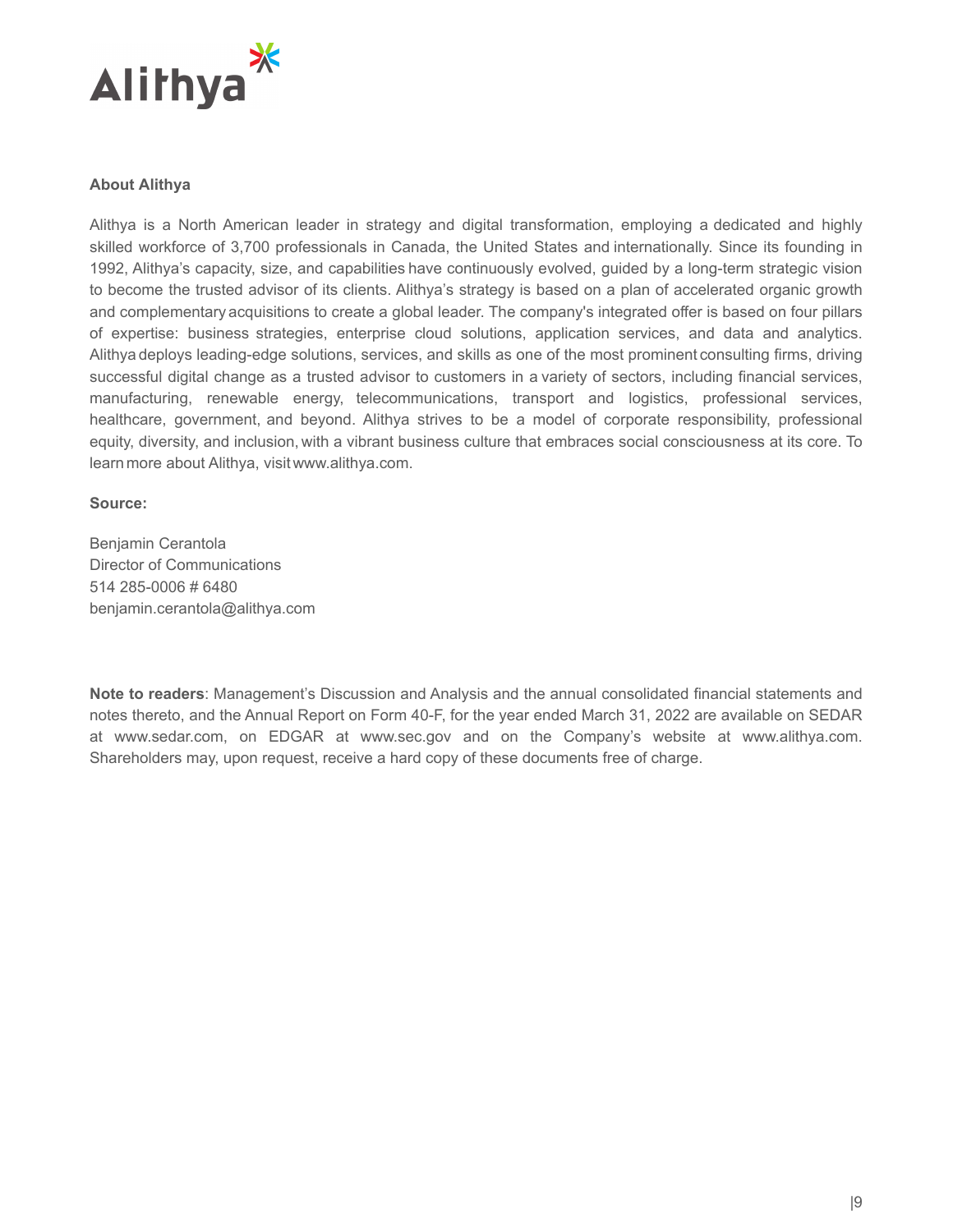Alithya

**About Alithya**

Alithya is a North American leader in strategy and digital transformation, employing a dedicated and highly skilled workforce of 3,700 professionals in Canada, the United States and internationally. Since its founding in 1992, Alithya's capacity, size, and capabilities have continuously evolved, guided by a long-term strategic vision to become the trusted advisor of its clients. Alithya's strategy is based on a plan of accelerated organic growth and complementary acquisitions to create a global leader. The company's integrated offer is based on four pillars of expertise: business strategies, enterprise cloud solutions, application services, and data and analytics. Alithya deploys leading-edge solutions, services, and skills as one of the most prominent consulting firms, driving successful digital change as a trusted advisor to customers in a variety of sectors, including financial services, manufacturing, renewable energy, telecommunications, transport and logistics, professional services, healthcare, government, and beyond. Alithya strives to be a model of corporate responsibility, professional equity, diversity, and inclusion, with a vibrant business culture that embraces social consciousness at its core. To learn more about Alithya, visit www.alithya.com.

**Source:**

Benjamin Cerantola
Director of Communications
514 285-0006 # 6480
benjamin.cerantola@alithya.com

**Note to readers**: Management's Discussion and Analysis and the annual consolidated financial statements and notes thereto, and the Annual Report on Form 40-F, for the year ended March 31, 2022 are available on SEDAR at www.sedar.com, on EDGAR at www.sec.gov and on the Company's website at www.alithya.com. Shareholders may, upon request, receive a hard copy of these documents free of charge.